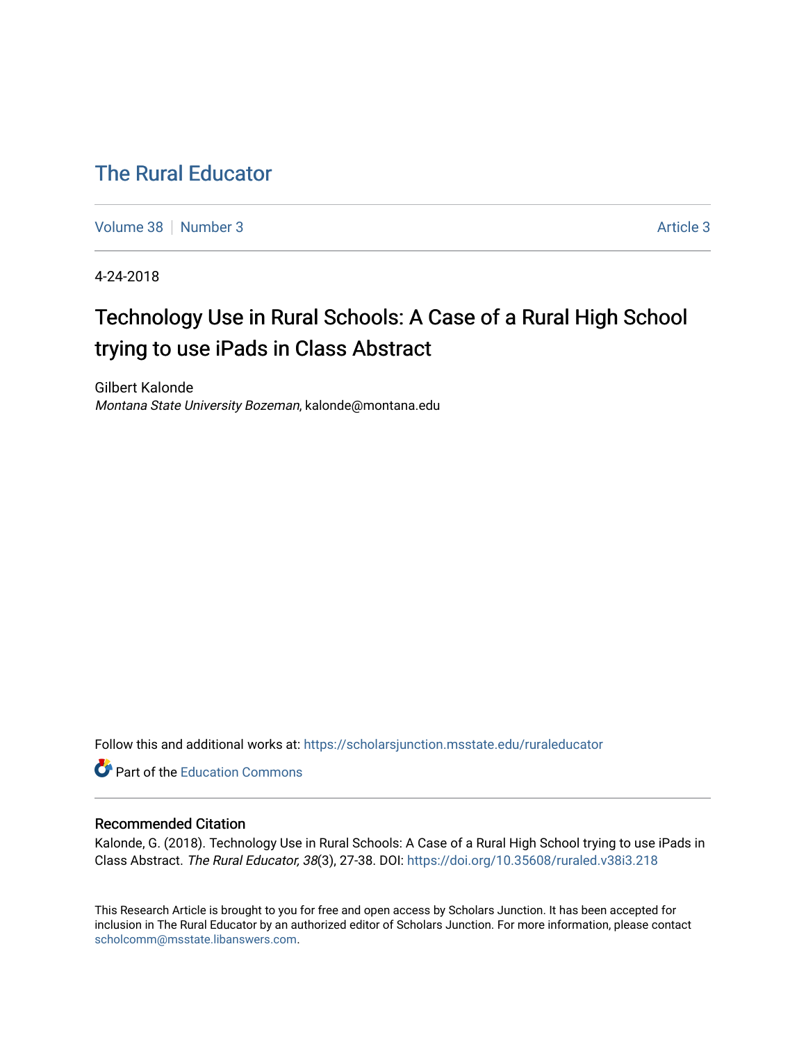# The Rural Educator

Volume 38 | Number 3 | Article 3

4-24-2018

## Technology Use in Rural Schools: A Case of a Rural High School trying to use iPads in Class Abstract

Gilbert Kalonde
*Montana State University Bozeman*, kalonde@montana.edu

Follow this and additional works at: https://scholarsjunction.msstate.edu/ruraleducator

Part of the Education Commons

### Recommended Citation

Kalonde, G. (2018). Technology Use in Rural Schools: A Case of a Rural High School trying to use iPads in Class Abstract. *The Rural Educator, 38*(3), 27-38. DOI: https://doi.org/10.35608/ruraled.v38i3.218

This Research Article is brought to you for free and open access by Scholars Junction. It has been accepted for inclusion in The Rural Educator by an authorized editor of Scholars Junction. For more information, please contact scholcomm@msstate.libanswers.com.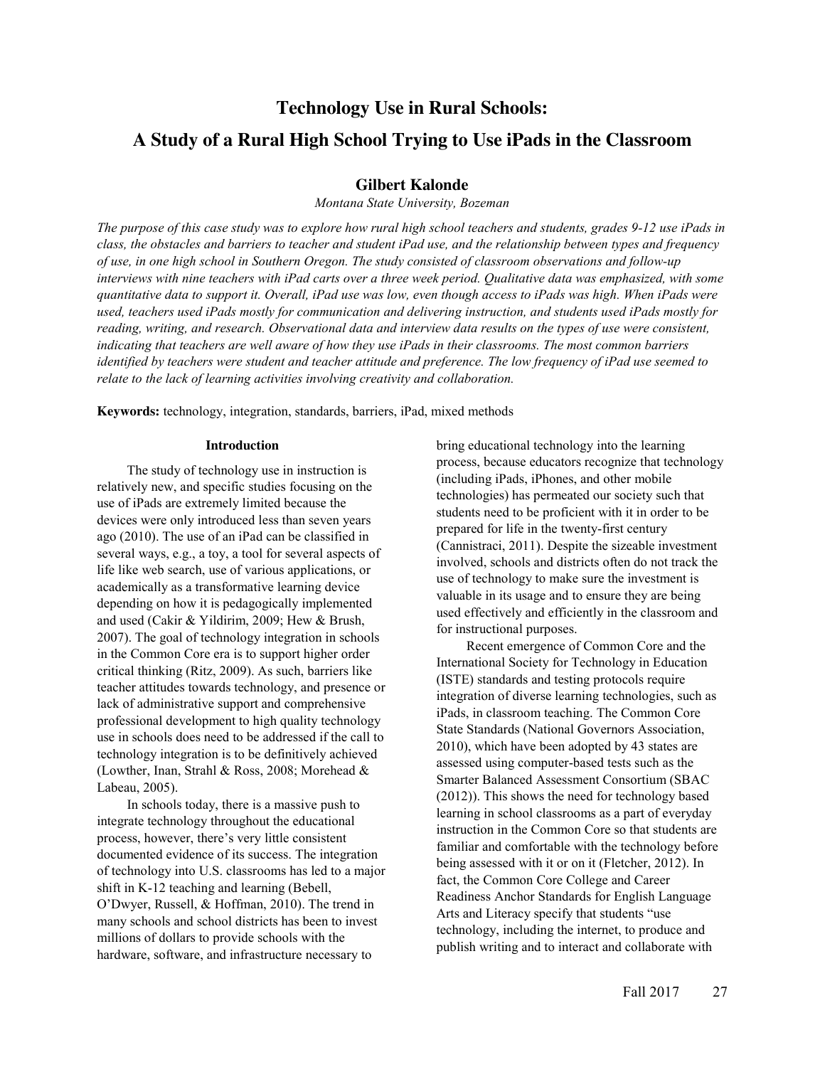# Technology Use in Rural Schools: A Study of a Rural High School Trying to Use iPads in the Classroom

**Gilbert Kalonde**

*Montana State University, Bozeman*

*The purpose of this case study was to explore how rural high school teachers and students, grades 9-12 use iPads in class, the obstacles and barriers to teacher and student iPad use, and the relationship between types and frequency of use, in one high school in Southern Oregon. The study consisted of classroom observations and follow-up interviews with nine teachers with iPad carts over a three week period. Qualitative data was emphasized, with some quantitative data to support it. Overall, iPad use was low, even though access to iPads was high. When iPads were used, teachers used iPads mostly for communication and delivering instruction, and students used iPads mostly for reading, writing, and research. Observational data and interview data results on the types of use were consistent, indicating that teachers are well aware of how they use iPads in their classrooms. The most common barriers identified by teachers were student and teacher attitude and preference. The low frequency of iPad use seemed to relate to the lack of learning activities involving creativity and collaboration.*

**Keywords:** technology, integration, standards, barriers, iPad, mixed methods

## Introduction

The study of technology use in instruction is relatively new, and specific studies focusing on the use of iPads are extremely limited because the devices were only introduced less than seven years ago (2010). The use of an iPad can be classified in several ways, e.g., a toy, a tool for several aspects of life like web search, use of various applications, or academically as a transformative learning device depending on how it is pedagogically implemented and used (Cakir & Yildirim, 2009; Hew & Brush, 2007). The goal of technology integration in schools in the Common Core era is to support higher order critical thinking (Ritz, 2009). As such, barriers like teacher attitudes towards technology, and presence or lack of administrative support and comprehensive professional development to high quality technology use in schools does need to be addressed if the call to technology integration is to be definitively achieved (Lowther, Inan, Strahl & Ross, 2008; Morehead & Labeau, 2005).

In schools today, there is a massive push to integrate technology throughout the educational process, however, there's very little consistent documented evidence of its success. The integration of technology into U.S. classrooms has led to a major shift in K-12 teaching and learning (Bebell, O'Dwyer, Russell, & Hoffman, 2010). The trend in many schools and school districts has been to invest millions of dollars to provide schools with the hardware, software, and infrastructure necessary to bring educational technology into the learning process, because educators recognize that technology (including iPads, iPhones, and other mobile technologies) has permeated our society such that students need to be proficient with it in order to be prepared for life in the twenty-first century (Cannistraci, 2011). Despite the sizeable investment involved, schools and districts often do not track the use of technology to make sure the investment is valuable in its usage and to ensure they are being used effectively and efficiently in the classroom and for instructional purposes.

Recent emergence of Common Core and the International Society for Technology in Education (ISTE) standards and testing protocols require integration of diverse learning technologies, such as iPads, in classroom teaching. The Common Core State Standards (National Governors Association, 2010), which have been adopted by 43 states are assessed using computer-based tests such as the Smarter Balanced Assessment Consortium (SBAC (2012)). This shows the need for technology based learning in school classrooms as a part of everyday instruction in the Common Core so that students are familiar and comfortable with the technology before being assessed with it or on it (Fletcher, 2012). In fact, the Common Core College and Career Readiness Anchor Standards for English Language Arts and Literacy specify that students "use technology, including the internet, to produce and publish writing and to interact and collaborate with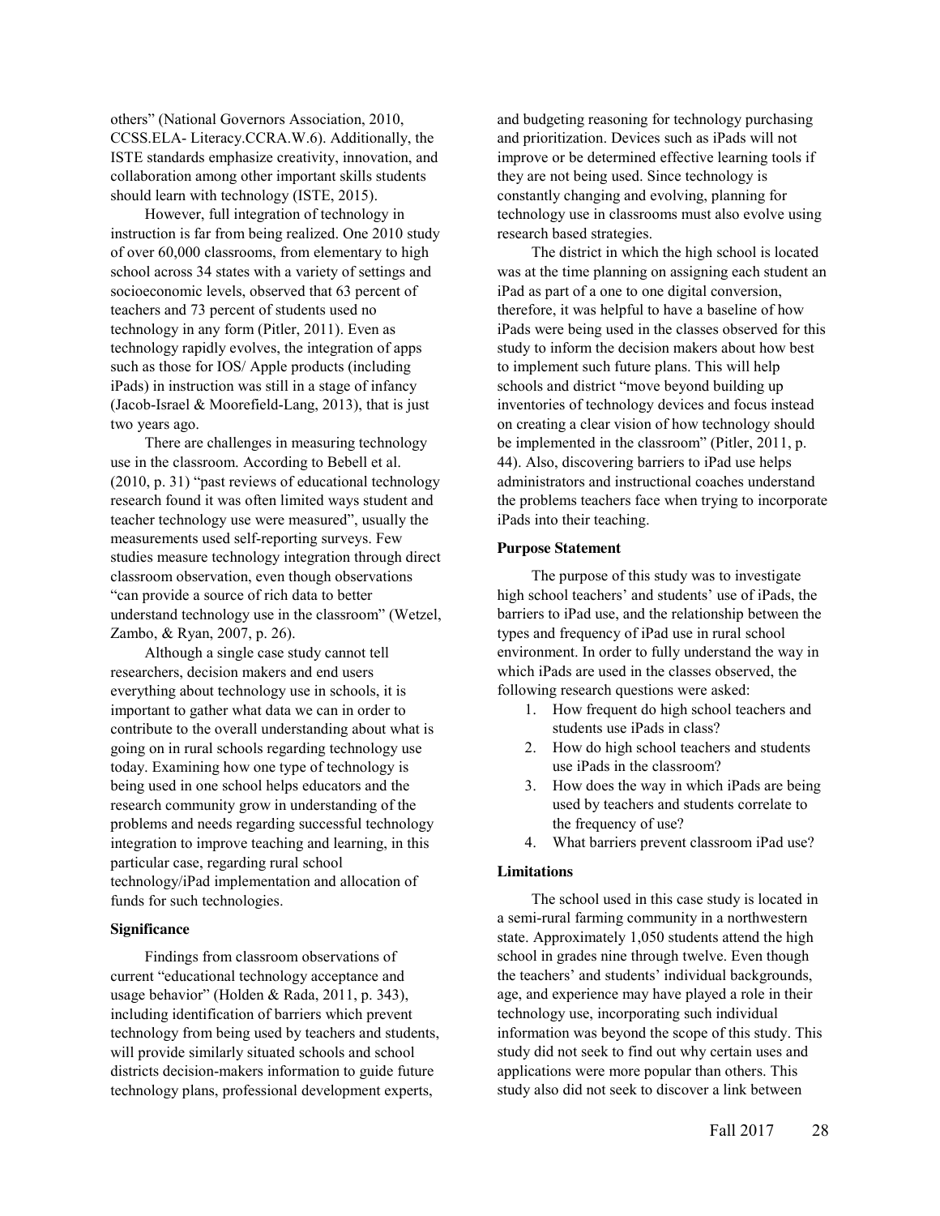others" (National Governors Association, 2010, CCSS.ELA- Literacy.CCRA.W.6). Additionally, the ISTE standards emphasize creativity, innovation, and collaboration among other important skills students should learn with technology (ISTE, 2015).

However, full integration of technology in instruction is far from being realized. One 2010 study of over 60,000 classrooms, from elementary to high school across 34 states with a variety of settings and socioeconomic levels, observed that 63 percent of teachers and 73 percent of students used no technology in any form (Pitler, 2011). Even as technology rapidly evolves, the integration of apps such as those for IOS/ Apple products (including iPads) in instruction was still in a stage of infancy (Jacob-Israel & Moorefield-Lang, 2013), that is just two years ago.

There are challenges in measuring technology use in the classroom. According to Bebell et al. (2010, p. 31) "past reviews of educational technology research found it was often limited ways student and teacher technology use were measured", usually the measurements used self-reporting surveys. Few studies measure technology integration through direct classroom observation, even though observations "can provide a source of rich data to better understand technology use in the classroom" (Wetzel, Zambo, & Ryan, 2007, p. 26).

Although a single case study cannot tell researchers, decision makers and end users everything about technology use in schools, it is important to gather what data we can in order to contribute to the overall understanding about what is going on in rural schools regarding technology use today. Examining how one type of technology is being used in one school helps educators and the research community grow in understanding of the problems and needs regarding successful technology integration to improve teaching and learning, in this particular case, regarding rural school technology/iPad implementation and allocation of funds for such technologies.

**Significance**

Findings from classroom observations of current "educational technology acceptance and usage behavior" (Holden & Rada, 2011, p. 343), including identification of barriers which prevent technology from being used by teachers and students, will provide similarly situated schools and school districts decision-makers information to guide future technology plans, professional development experts, and budgeting reasoning for technology purchasing and prioritization. Devices such as iPads will not improve or be determined effective learning tools if they are not being used. Since technology is constantly changing and evolving, planning for technology use in classrooms must also evolve using research based strategies.

The district in which the high school is located was at the time planning on assigning each student an iPad as part of a one to one digital conversion, therefore, it was helpful to have a baseline of how iPads were being used in the classes observed for this study to inform the decision makers about how best to implement such future plans. This will help schools and district "move beyond building up inventories of technology devices and focus instead on creating a clear vision of how technology should be implemented in the classroom" (Pitler, 2011, p. 44). Also, discovering barriers to iPad use helps administrators and instructional coaches understand the problems teachers face when trying to incorporate iPads into their teaching.

**Purpose Statement**

The purpose of this study was to investigate high school teachers' and students' use of iPads, the barriers to iPad use, and the relationship between the types and frequency of iPad use in rural school environment. In order to fully understand the way in which iPads are used in the classes observed, the following research questions were asked:

1. How frequent do high school teachers and students use iPads in class?
2. How do high school teachers and students use iPads in the classroom?
3. How does the way in which iPads are being used by teachers and students correlate to the frequency of use?
4. What barriers prevent classroom iPad use?

**Limitations**

The school used in this case study is located in a semi-rural farming community in a northwestern state. Approximately 1,050 students attend the high school in grades nine through twelve. Even though the teachers' and students' individual backgrounds, age, and experience may have played a role in their technology use, incorporating such individual information was beyond the scope of this study. This study did not seek to find out why certain uses and applications were more popular than others. This study also did not seek to discover a link between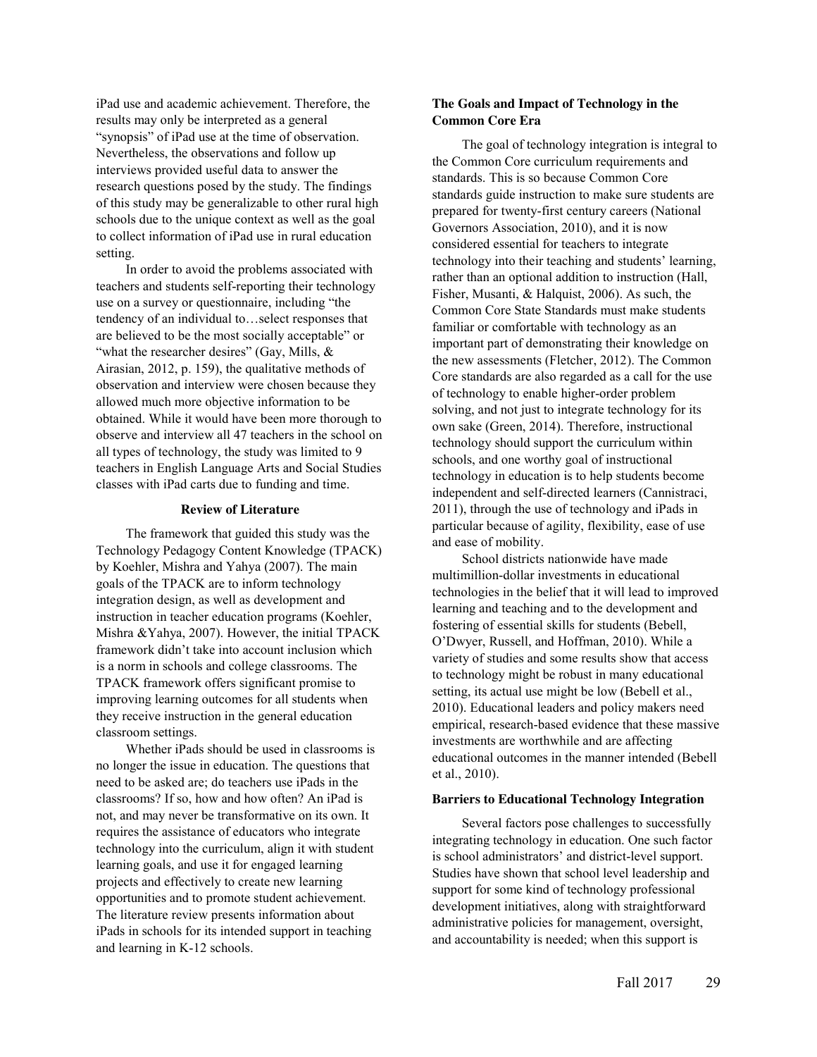iPad use and academic achievement. Therefore, the results may only be interpreted as a general "synopsis" of iPad use at the time of observation. Nevertheless, the observations and follow up interviews provided useful data to answer the research questions posed by the study. The findings of this study may be generalizable to other rural high schools due to the unique context as well as the goal to collect information of iPad use in rural education setting.

In order to avoid the problems associated with teachers and students self-reporting their technology use on a survey or questionnaire, including "the tendency of an individual to…select responses that are believed to be the most socially acceptable" or "what the researcher desires" (Gay, Mills, & Airasian, 2012, p. 159), the qualitative methods of observation and interview were chosen because they allowed much more objective information to be obtained. While it would have been more thorough to observe and interview all 47 teachers in the school on all types of technology, the study was limited to 9 teachers in English Language Arts and Social Studies classes with iPad carts due to funding and time.

## Review of Literature

The framework that guided this study was the Technology Pedagogy Content Knowledge (TPACK) by Koehler, Mishra and Yahya (2007). The main goals of the TPACK are to inform technology integration design, as well as development and instruction in teacher education programs (Koehler, Mishra &Yahya, 2007). However, the initial TPACK framework didn't take into account inclusion which is a norm in schools and college classrooms. The TPACK framework offers significant promise to improving learning outcomes for all students when they receive instruction in the general education classroom settings.

Whether iPads should be used in classrooms is no longer the issue in education. The questions that need to be asked are; do teachers use iPads in the classrooms? If so, how and how often? An iPad is not, and may never be transformative on its own. It requires the assistance of educators who integrate technology into the curriculum, align it with student learning goals, and use it for engaged learning projects and effectively to create new learning opportunities and to promote student achievement. The literature review presents information about iPads in schools for its intended support in teaching and learning in K-12 schools.

### The Goals and Impact of Technology in the Common Core Era

The goal of technology integration is integral to the Common Core curriculum requirements and standards. This is so because Common Core standards guide instruction to make sure students are prepared for twenty-first century careers (National Governors Association, 2010), and it is now considered essential for teachers to integrate technology into their teaching and students' learning, rather than an optional addition to instruction (Hall, Fisher, Musanti, & Halquist, 2006). As such, the Common Core State Standards must make students familiar or comfortable with technology as an important part of demonstrating their knowledge on the new assessments (Fletcher, 2012). The Common Core standards are also regarded as a call for the use of technology to enable higher-order problem solving, and not just to integrate technology for its own sake (Green, 2014). Therefore, instructional technology should support the curriculum within schools, and one worthy goal of instructional technology in education is to help students become independent and self-directed learners (Cannistraci, 2011), through the use of technology and iPads in particular because of agility, flexibility, ease of use and ease of mobility.

School districts nationwide have made multimillion-dollar investments in educational technologies in the belief that it will lead to improved learning and teaching and to the development and fostering of essential skills for students (Bebell, O'Dwyer, Russell, and Hoffman, 2010). While a variety of studies and some results show that access to technology might be robust in many educational setting, its actual use might be low (Bebell et al., 2010). Educational leaders and policy makers need empirical, research-based evidence that these massive investments are worthwhile and are affecting educational outcomes in the manner intended (Bebell et al., 2010).

### Barriers to Educational Technology Integration

Several factors pose challenges to successfully integrating technology in education. One such factor is school administrators' and district-level support. Studies have shown that school level leadership and support for some kind of technology professional development initiatives, along with straightforward administrative policies for management, oversight, and accountability is needed; when this support is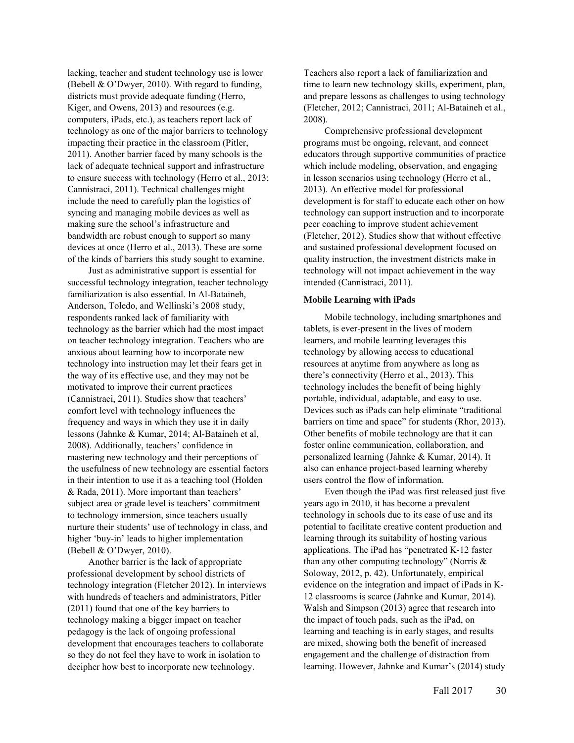lacking, teacher and student technology use is lower (Bebell & O'Dwyer, 2010). With regard to funding, districts must provide adequate funding (Herro, Kiger, and Owens, 2013) and resources (e.g. computers, iPads, etc.), as teachers report lack of technology as one of the major barriers to technology impacting their practice in the classroom (Pitler, 2011). Another barrier faced by many schools is the lack of adequate technical support and infrastructure to ensure success with technology (Herro et al., 2013; Cannistraci, 2011). Technical challenges might include the need to carefully plan the logistics of syncing and managing mobile devices as well as making sure the school's infrastructure and bandwidth are robust enough to support so many devices at once (Herro et al., 2013). These are some of the kinds of barriers this study sought to examine.

Just as administrative support is essential for successful technology integration, teacher technology familiarization is also essential. In Al-Bataineh, Anderson, Toledo, and Wellinski's 2008 study, respondents ranked lack of familiarity with technology as the barrier which had the most impact on teacher technology integration. Teachers who are anxious about learning how to incorporate new technology into instruction may let their fears get in the way of its effective use, and they may not be motivated to improve their current practices (Cannistraci, 2011). Studies show that teachers' comfort level with technology influences the frequency and ways in which they use it in daily lessons (Jahnke & Kumar, 2014; Al-Bataineh et al, 2008). Additionally, teachers' confidence in mastering new technology and their perceptions of the usefulness of new technology are essential factors in their intention to use it as a teaching tool (Holden & Rada, 2011). More important than teachers' subject area or grade level is teachers' commitment to technology immersion, since teachers usually nurture their students' use of technology in class, and higher 'buy-in' leads to higher implementation (Bebell & O'Dwyer, 2010).

Another barrier is the lack of appropriate professional development by school districts of technology integration (Fletcher 2012). In interviews with hundreds of teachers and administrators, Pitler (2011) found that one of the key barriers to technology making a bigger impact on teacher pedagogy is the lack of ongoing professional development that encourages teachers to collaborate so they do not feel they have to work in isolation to decipher how best to incorporate new technology. Teachers also report a lack of familiarization and time to learn new technology skills, experiment, plan, and prepare lessons as challenges to using technology (Fletcher, 2012; Cannistraci, 2011; Al-Bataineh et al., 2008).

Comprehensive professional development programs must be ongoing, relevant, and connect educators through supportive communities of practice which include modeling, observation, and engaging in lesson scenarios using technology (Herro et al., 2013). An effective model for professional development is for staff to educate each other on how technology can support instruction and to incorporate peer coaching to improve student achievement (Fletcher, 2012). Studies show that without effective and sustained professional development focused on quality instruction, the investment districts make in technology will not impact achievement in the way intended (Cannistraci, 2011).

**Mobile Learning with iPads**

Mobile technology, including smartphones and tablets, is ever-present in the lives of modern learners, and mobile learning leverages this technology by allowing access to educational resources at anytime from anywhere as long as there's connectivity (Herro et al., 2013). This technology includes the benefit of being highly portable, individual, adaptable, and easy to use. Devices such as iPads can help eliminate "traditional barriers on time and space" for students (Rhor, 2013). Other benefits of mobile technology are that it can foster online communication, collaboration, and personalized learning (Jahnke & Kumar, 2014). It also can enhance project-based learning whereby users control the flow of information.

Even though the iPad was first released just five years ago in 2010, it has become a prevalent technology in schools due to its ease of use and its potential to facilitate creative content production and learning through its suitability of hosting various applications. The iPad has "penetrated K-12 faster than any other computing technology" (Norris & Soloway, 2012, p. 42). Unfortunately, empirical evidence on the integration and impact of iPads in K-12 classrooms is scarce (Jahnke and Kumar, 2014). Walsh and Simpson (2013) agree that research into the impact of touch pads, such as the iPad, on learning and teaching is in early stages, and results are mixed, showing both the benefit of increased engagement and the challenge of distraction from learning. However, Jahnke and Kumar's (2014) study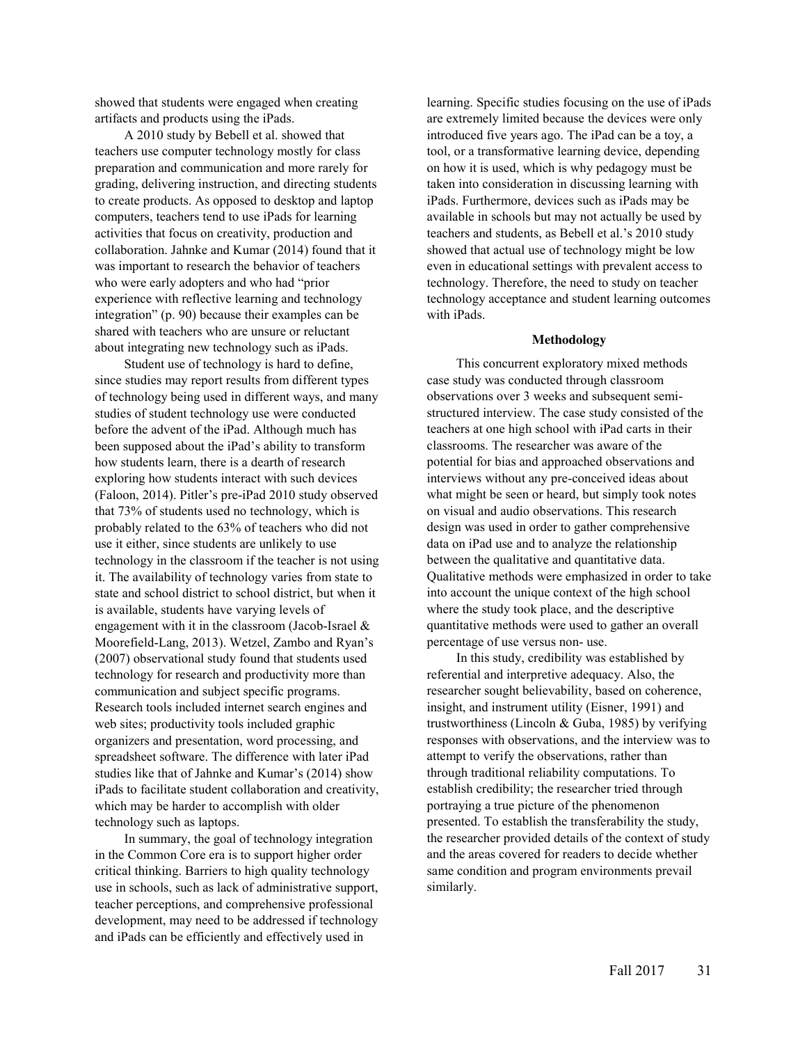showed that students were engaged when creating artifacts and products using the iPads.

A 2010 study by Bebell et al. showed that teachers use computer technology mostly for class preparation and communication and more rarely for grading, delivering instruction, and directing students to create products. As opposed to desktop and laptop computers, teachers tend to use iPads for learning activities that focus on creativity, production and collaboration. Jahnke and Kumar (2014) found that it was important to research the behavior of teachers who were early adopters and who had "prior experience with reflective learning and technology integration" (p. 90) because their examples can be shared with teachers who are unsure or reluctant about integrating new technology such as iPads.

Student use of technology is hard to define, since studies may report results from different types of technology being used in different ways, and many studies of student technology use were conducted before the advent of the iPad. Although much has been supposed about the iPad's ability to transform how students learn, there is a dearth of research exploring how students interact with such devices (Faloon, 2014). Pitler's pre-iPad 2010 study observed that 73% of students used no technology, which is probably related to the 63% of teachers who did not use it either, since students are unlikely to use technology in the classroom if the teacher is not using it. The availability of technology varies from state to state and school district to school district, but when it is available, students have varying levels of engagement with it in the classroom (Jacob-Israel & Moorefield-Lang, 2013). Wetzel, Zambo and Ryan's (2007) observational study found that students used technology for research and productivity more than communication and subject specific programs. Research tools included internet search engines and web sites; productivity tools included graphic organizers and presentation, word processing, and spreadsheet software. The difference with later iPad studies like that of Jahnke and Kumar's (2014) show iPads to facilitate student collaboration and creativity, which may be harder to accomplish with older technology such as laptops.

In summary, the goal of technology integration in the Common Core era is to support higher order critical thinking. Barriers to high quality technology use in schools, such as lack of administrative support, teacher perceptions, and comprehensive professional development, may need to be addressed if technology and iPads can be efficiently and effectively used in learning. Specific studies focusing on the use of iPads are extremely limited because the devices were only introduced five years ago. The iPad can be a toy, a tool, or a transformative learning device, depending on how it is used, which is why pedagogy must be taken into consideration in discussing learning with iPads. Furthermore, devices such as iPads may be available in schools but may not actually be used by teachers and students, as Bebell et al.'s 2010 study showed that actual use of technology might be low even in educational settings with prevalent access to technology. Therefore, the need to study on teacher technology acceptance and student learning outcomes with iPads.

## Methodology

This concurrent exploratory mixed methods case study was conducted through classroom observations over 3 weeks and subsequent semi-structured interview. The case study consisted of the teachers at one high school with iPad carts in their classrooms. The researcher was aware of the potential for bias and approached observations and interviews without any pre-conceived ideas about what might be seen or heard, but simply took notes on visual and audio observations. This research design was used in order to gather comprehensive data on iPad use and to analyze the relationship between the qualitative and quantitative data. Qualitative methods were emphasized in order to take into account the unique context of the high school where the study took place, and the descriptive quantitative methods were used to gather an overall percentage of use versus non- use.

In this study, credibility was established by referential and interpretive adequacy. Also, the researcher sought believability, based on coherence, insight, and instrument utility (Eisner, 1991) and trustworthiness (Lincoln & Guba, 1985) by verifying responses with observations, and the interview was to attempt to verify the observations, rather than through traditional reliability computations. To establish credibility; the researcher tried through portraying a true picture of the phenomenon presented. To establish the transferability the study, the researcher provided details of the context of study and the areas covered for readers to decide whether same condition and program environments prevail similarly.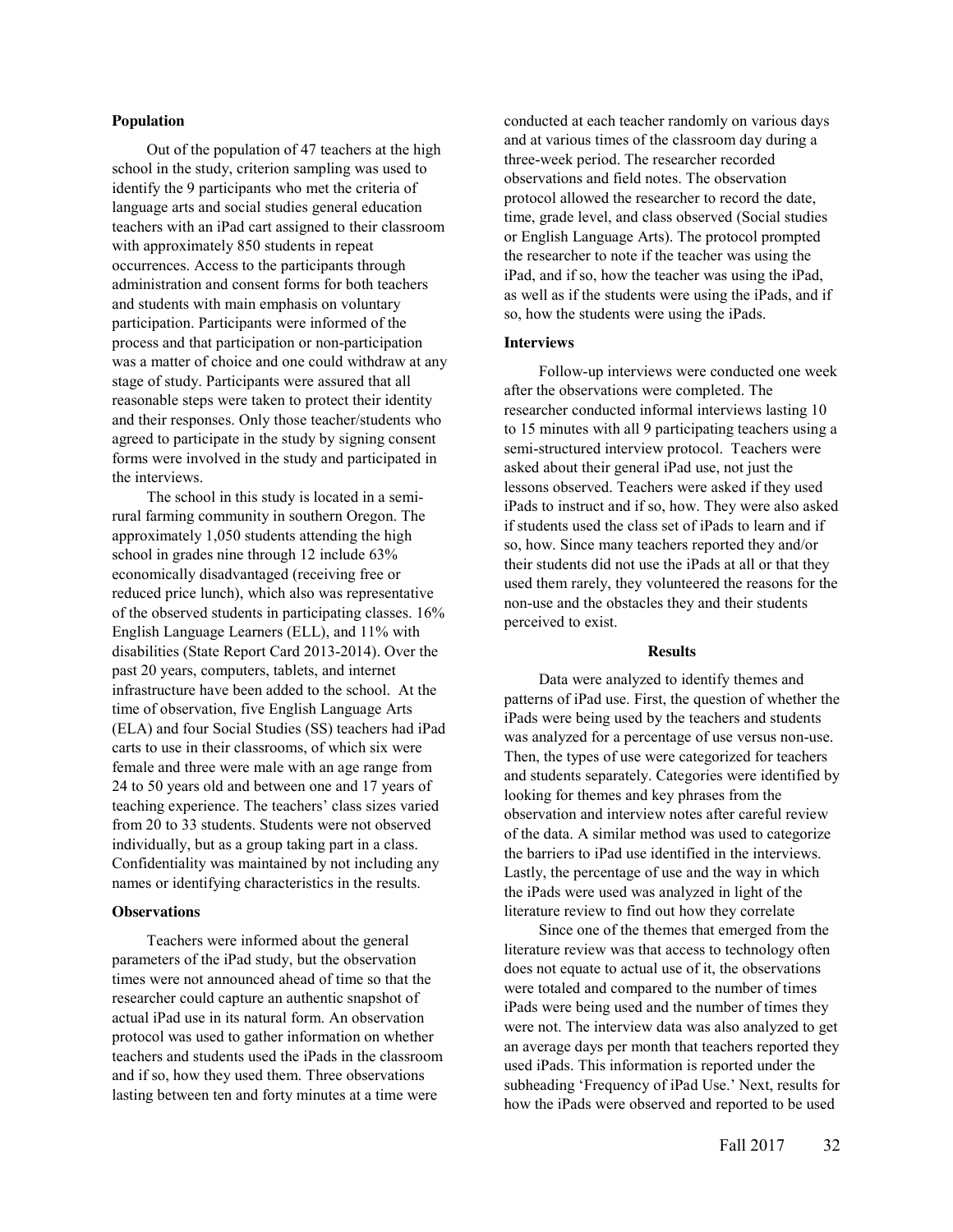### Population

Out of the population of 47 teachers at the high school in the study, criterion sampling was used to identify the 9 participants who met the criteria of language arts and social studies general education teachers with an iPad cart assigned to their classroom with approximately 850 students in repeat occurrences. Access to the participants through administration and consent forms for both teachers and students with main emphasis on voluntary participation. Participants were informed of the process and that participation or non-participation was a matter of choice and one could withdraw at any stage of study. Participants were assured that all reasonable steps were taken to protect their identity and their responses. Only those teacher/students who agreed to participate in the study by signing consent forms were involved in the study and participated in the interviews.

The school in this study is located in a semi-rural farming community in southern Oregon. The approximately 1,050 students attending the high school in grades nine through 12 include 63% economically disadvantaged (receiving free or reduced price lunch), which also was representative of the observed students in participating classes. 16% English Language Learners (ELL), and 11% with disabilities (State Report Card 2013-2014). Over the past 20 years, computers, tablets, and internet infrastructure have been added to the school. At the time of observation, five English Language Arts (ELA) and four Social Studies (SS) teachers had iPad carts to use in their classrooms, of which six were female and three were male with an age range from 24 to 50 years old and between one and 17 years of teaching experience. The teachers' class sizes varied from 20 to 33 students. Students were not observed individually, but as a group taking part in a class. Confidentiality was maintained by not including any names or identifying characteristics in the results.

### Observations

Teachers were informed about the general parameters of the iPad study, but the observation times were not announced ahead of time so that the researcher could capture an authentic snapshot of actual iPad use in its natural form. An observation protocol was used to gather information on whether teachers and students used the iPads in the classroom and if so, how they used them. Three observations lasting between ten and forty minutes at a time were conducted at each teacher randomly on various days and at various times of the classroom day during a three-week period. The researcher recorded observations and field notes. The observation protocol allowed the researcher to record the date, time, grade level, and class observed (Social studies or English Language Arts). The protocol prompted the researcher to note if the teacher was using the iPad, and if so, how the teacher was using the iPad, as well as if the students were using the iPads, and if so, how the students were using the iPads.

### Interviews

Follow-up interviews were conducted one week after the observations were completed. The researcher conducted informal interviews lasting 10 to 15 minutes with all 9 participating teachers using a semi-structured interview protocol. Teachers were asked about their general iPad use, not just the lessons observed. Teachers were asked if they used iPads to instruct and if so, how. They were also asked if students used the class set of iPads to learn and if so, how. Since many teachers reported they and/or their students did not use the iPads at all or that they used them rarely, they volunteered the reasons for the non-use and the obstacles they and their students perceived to exist.

## Results

Data were analyzed to identify themes and patterns of iPad use. First, the question of whether the iPads were being used by the teachers and students was analyzed for a percentage of use versus non-use. Then, the types of use were categorized for teachers and students separately. Categories were identified by looking for themes and key phrases from the observation and interview notes after careful review of the data. A similar method was used to categorize the barriers to iPad use identified in the interviews. Lastly, the percentage of use and the way in which the iPads were used was analyzed in light of the literature review to find out how they correlate

Since one of the themes that emerged from the literature review was that access to technology often does not equate to actual use of it, the observations were totaled and compared to the number of times iPads were being used and the number of times they were not. The interview data was also analyzed to get an average days per month that teachers reported they used iPads. This information is reported under the subheading 'Frequency of iPad Use.' Next, results for how the iPads were observed and reported to be used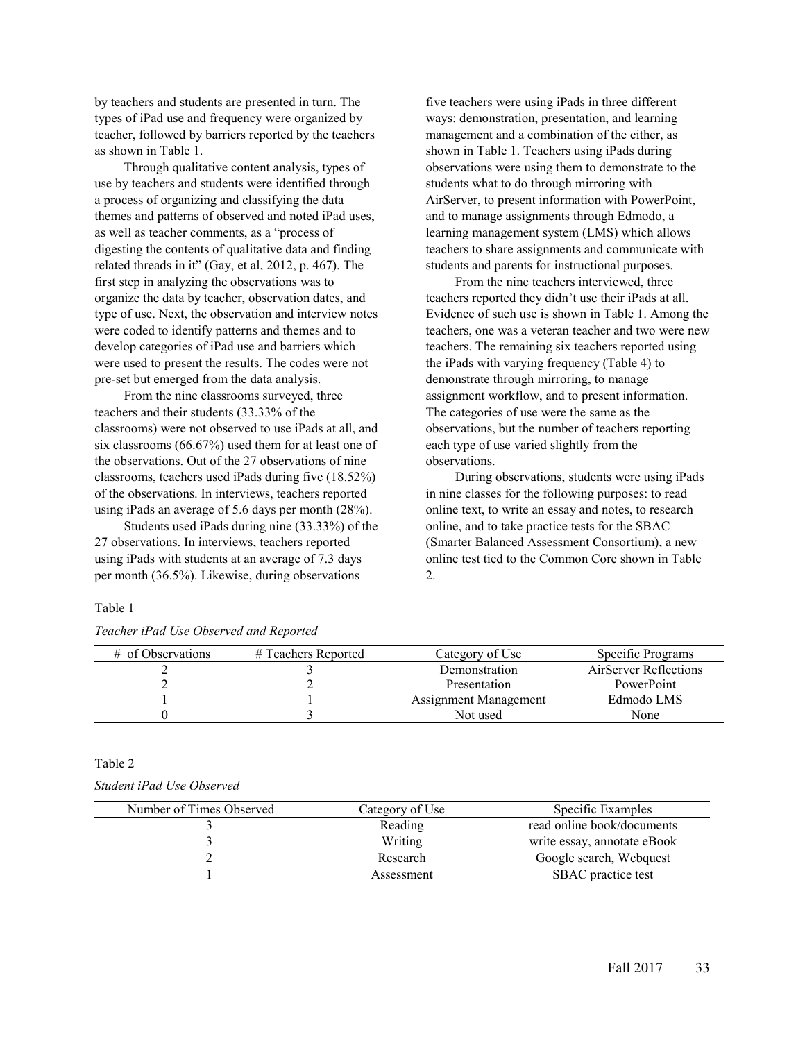by teachers and students are presented in turn. The types of iPad use and frequency were organized by teacher, followed by barriers reported by the teachers as shown in Table 1.

Through qualitative content analysis, types of use by teachers and students were identified through a process of organizing and classifying the data themes and patterns of observed and noted iPad uses, as well as teacher comments, as a "process of digesting the contents of qualitative data and finding related threads in it" (Gay, et al, 2012, p. 467). The first step in analyzing the observations was to organize the data by teacher, observation dates, and type of use. Next, the observation and interview notes were coded to identify patterns and themes and to develop categories of iPad use and barriers which were used to present the results. The codes were not pre-set but emerged from the data analysis.

From the nine classrooms surveyed, three teachers and their students (33.33% of the classrooms) were not observed to use iPads at all, and six classrooms (66.67%) used them for at least one of the observations. Out of the 27 observations of nine classrooms, teachers used iPads during five (18.52%) of the observations. In interviews, teachers reported using iPads an average of 5.6 days per month (28%).

Students used iPads during nine (33.33%) of the 27 observations. In interviews, teachers reported using iPads with students at an average of 7.3 days per month (36.5%). Likewise, during observations five teachers were using iPads in three different ways: demonstration, presentation, and learning management and a combination of the either, as shown in Table 1. Teachers using iPads during observations were using them to demonstrate to the students what to do through mirroring with AirServer, to present information with PowerPoint, and to manage assignments through Edmodo, a learning management system (LMS) which allows teachers to share assignments and communicate with students and parents for instructional purposes.

From the nine teachers interviewed, three teachers reported they didn't use their iPads at all. Evidence of such use is shown in Table 1. Among the teachers, one was a veteran teacher and two were new teachers. The remaining six teachers reported using the iPads with varying frequency (Table 4) to demonstrate through mirroring, to manage assignment workflow, and to present information. The categories of use were the same as the observations, but the number of teachers reporting each type of use varied slightly from the observations.

During observations, students were using iPads in nine classes for the following purposes: to read online text, to write an essay and notes, to research online, and to take practice tests for the SBAC (Smarter Balanced Assessment Consortium), a new online test tied to the Common Core shown in Table 2.

Table 1

*Teacher iPad Use Observed and Reported*

| # of Observations | # Teachers Reported | Category of Use | Specific Programs |
|---|---|---|---|
| 2 | 3 | Demonstration | AirServer Reflections |
| 2 | 2 | Presentation | PowerPoint |
| 1 | 1 | Assignment Management | Edmodo LMS |
| 0 | 3 | Not used | None |

Table 2

*Student iPad Use Observed*

| Number of Times Observed | Category of Use | Specific Examples |
|---|---|---|
| 3 | Reading | read online book/documents |
| 3 | Writing | write essay, annotate eBook |
| 2 | Research | Google search, Webquest |
| 1 | Assessment | SBAC practice test |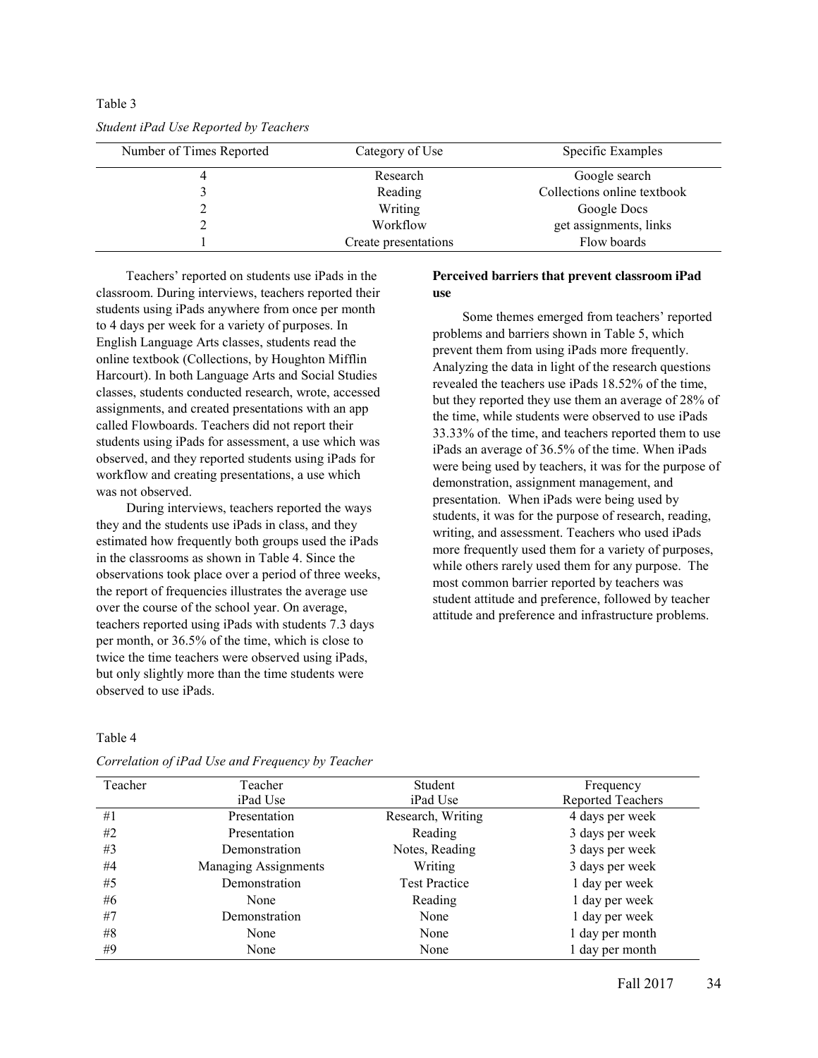Table 3

*Student iPad Use Reported by Teachers*

| Number of Times Reported | Category of Use | Specific Examples |
|---|---|---|
| 4 | Research | Google search |
| 3 | Reading | Collections online textbook |
| 2 | Writing | Google Docs |
| 2 | Workflow | get assignments, links |
| 1 | Create presentations | Flow boards |

Teachers' reported on students use iPads in the classroom. During interviews, teachers reported their students using iPads anywhere from once per month to 4 days per week for a variety of purposes. In English Language Arts classes, students read the online textbook (Collections, by Houghton Mifflin Harcourt). In both Language Arts and Social Studies classes, students conducted research, wrote, accessed assignments, and created presentations with an app called Flowboards. Teachers did not report their students using iPads for assessment, a use which was observed, and they reported students using iPads for workflow and creating presentations, a use which was not observed.

During interviews, teachers reported the ways they and the students use iPads in class, and they estimated how frequently both groups used the iPads in the classrooms as shown in Table 4. Since the observations took place over a period of three weeks, the report of frequencies illustrates the average use over the course of the school year. On average, teachers reported using iPads with students 7.3 days per month, or 36.5% of the time, which is close to twice the time teachers were observed using iPads, but only slightly more than the time students were observed to use iPads.

**Perceived barriers that prevent classroom iPad use**

Some themes emerged from teachers' reported problems and barriers shown in Table 5, which prevent them from using iPads more frequently. Analyzing the data in light of the research questions revealed the teachers use iPads 18.52% of the time, but they reported they use them an average of 28% of the time, while students were observed to use iPads 33.33% of the time, and teachers reported them to use iPads an average of 36.5% of the time. When iPads were being used by teachers, it was for the purpose of demonstration, assignment management, and presentation. When iPads were being used by students, it was for the purpose of research, reading, writing, and assessment. Teachers who used iPads more frequently used them for a variety of purposes, while others rarely used them for any purpose. The most common barrier reported by teachers was student attitude and preference, followed by teacher attitude and preference and infrastructure problems.

Table 4

*Correlation of iPad Use and Frequency by Teacher*

| Teacher | Teacher iPad Use | Student iPad Use | Frequency Reported Teachers |
|---|---|---|---|
| #1 | Presentation | Research, Writing | 4 days per week |
| #2 | Presentation | Reading | 3 days per week |
| #3 | Demonstration | Notes, Reading | 3 days per week |
| #4 | Managing Assignments | Writing | 3 days per week |
| #5 | Demonstration | Test Practice | 1 day per week |
| #6 | None | Reading | 1 day per week |
| #7 | Demonstration | None | 1 day per week |
| #8 | None | None | 1 day per month |
| #9 | None | None | 1 day per month |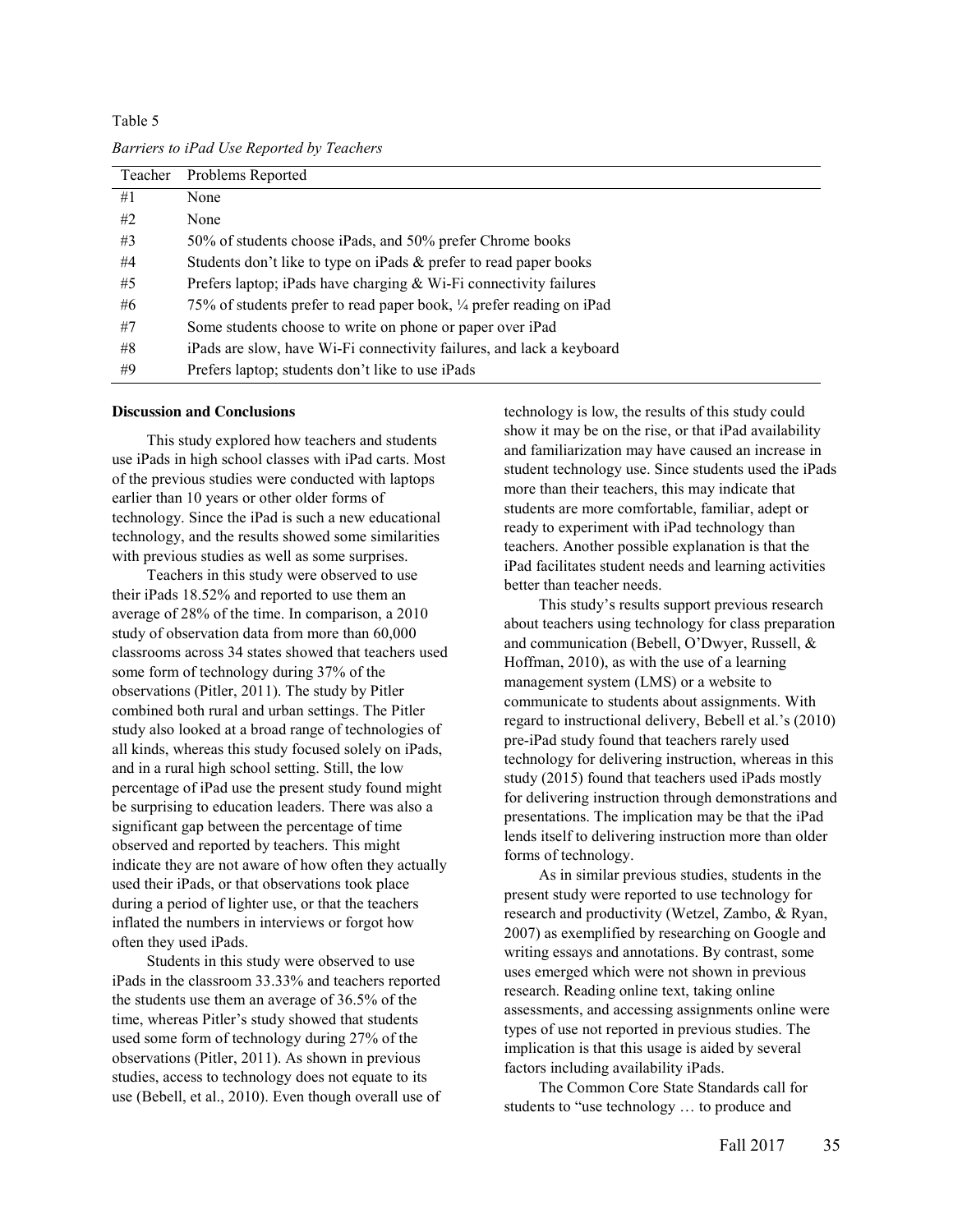Table 5

*Barriers to iPad Use Reported by Teachers*

| Teacher | Problems Reported |
|---|---|
| #1 | None |
| #2 | None |
| #3 | 50% of students choose iPads, and 50% prefer Chrome books |
| #4 | Students don't like to type on iPads & prefer to read paper books |
| #5 | Prefers laptop; iPads have charging & Wi-Fi connectivity failures |
| #6 | 75% of students prefer to read paper book, ¼ prefer reading on iPad |
| #7 | Some students choose to write on phone or paper over iPad |
| #8 | iPads are slow, have Wi-Fi connectivity failures, and lack a keyboard |
| #9 | Prefers laptop; students don't like to use iPads |

**Discussion and Conclusions**

This study explored how teachers and students use iPads in high school classes with iPad carts. Most of the previous studies were conducted with laptops earlier than 10 years or other older forms of technology. Since the iPad is such a new educational technology, and the results showed some similarities with previous studies as well as some surprises.

Teachers in this study were observed to use their iPads 18.52% and reported to use them an average of 28% of the time. In comparison, a 2010 study of observation data from more than 60,000 classrooms across 34 states showed that teachers used some form of technology during 37% of the observations (Pitler, 2011). The study by Pitler combined both rural and urban settings. The Pitler study also looked at a broad range of technologies of all kinds, whereas this study focused solely on iPads, and in a rural high school setting. Still, the low percentage of iPad use the present study found might be surprising to education leaders. There was also a significant gap between the percentage of time observed and reported by teachers. This might indicate they are not aware of how often they actually used their iPads, or that observations took place during a period of lighter use, or that the teachers inflated the numbers in interviews or forgot how often they used iPads.

Students in this study were observed to use iPads in the classroom 33.33% and teachers reported the students use them an average of 36.5% of the time, whereas Pitler's study showed that students used some form of technology during 27% of the observations (Pitler, 2011). As shown in previous studies, access to technology does not equate to its use (Bebell, et al., 2010). Even though overall use of technology is low, the results of this study could show it may be on the rise, or that iPad availability and familiarization may have caused an increase in student technology use. Since students used the iPads more than their teachers, this may indicate that students are more comfortable, familiar, adept or ready to experiment with iPad technology than teachers. Another possible explanation is that the iPad facilitates student needs and learning activities better than teacher needs.

This study's results support previous research about teachers using technology for class preparation and communication (Bebell, O'Dwyer, Russell, & Hoffman, 2010), as with the use of a learning management system (LMS) or a website to communicate to students about assignments. With regard to instructional delivery, Bebell et al.'s (2010) pre-iPad study found that teachers rarely used technology for delivering instruction, whereas in this study (2015) found that teachers used iPads mostly for delivering instruction through demonstrations and presentations. The implication may be that the iPad lends itself to delivering instruction more than older forms of technology.

As in similar previous studies, students in the present study were reported to use technology for research and productivity (Wetzel, Zambo, & Ryan, 2007) as exemplified by researching on Google and writing essays and annotations. By contrast, some uses emerged which were not shown in previous research. Reading online text, taking online assessments, and accessing assignments online were types of use not reported in previous studies. The implication is that this usage is aided by several factors including availability iPads.

The Common Core State Standards call for students to "use technology … to produce and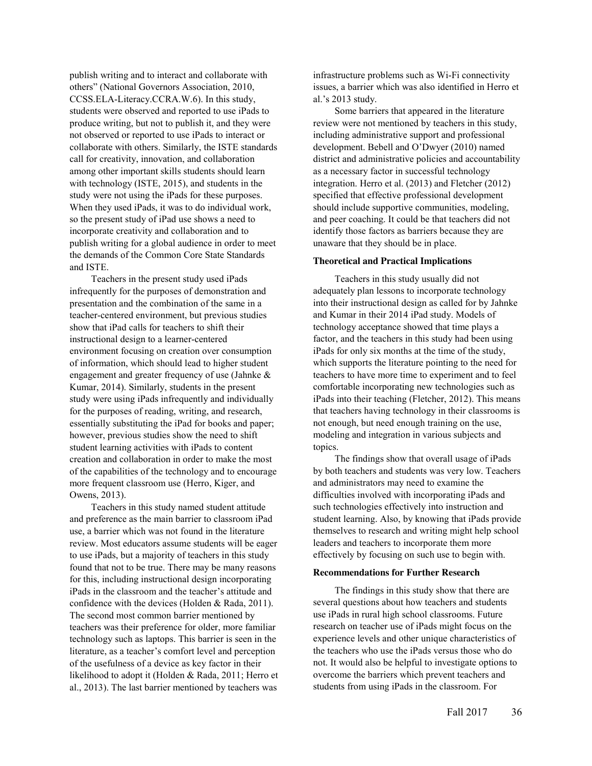publish writing and to interact and collaborate with others" (National Governors Association, 2010, CCSS.ELA-Literacy.CCRA.W.6). In this study, students were observed and reported to use iPads to produce writing, but not to publish it, and they were not observed or reported to use iPads to interact or collaborate with others. Similarly, the ISTE standards call for creativity, innovation, and collaboration among other important skills students should learn with technology (ISTE, 2015), and students in the study were not using the iPads for these purposes. When they used iPads, it was to do individual work, so the present study of iPad use shows a need to incorporate creativity and collaboration and to publish writing for a global audience in order to meet the demands of the Common Core State Standards and ISTE.

Teachers in the present study used iPads infrequently for the purposes of demonstration and presentation and the combination of the same in a teacher-centered environment, but previous studies show that iPad calls for teachers to shift their instructional design to a learner-centered environment focusing on creation over consumption of information, which should lead to higher student engagement and greater frequency of use (Jahnke & Kumar, 2014). Similarly, students in the present study were using iPads infrequently and individually for the purposes of reading, writing, and research, essentially substituting the iPad for books and paper; however, previous studies show the need to shift student learning activities with iPads to content creation and collaboration in order to make the most of the capabilities of the technology and to encourage more frequent classroom use (Herro, Kiger, and Owens, 2013).

Teachers in this study named student attitude and preference as the main barrier to classroom iPad use, a barrier which was not found in the literature review. Most educators assume students will be eager to use iPads, but a majority of teachers in this study found that not to be true. There may be many reasons for this, including instructional design incorporating iPads in the classroom and the teacher's attitude and confidence with the devices (Holden & Rada, 2011). The second most common barrier mentioned by teachers was their preference for older, more familiar technology such as laptops. This barrier is seen in the literature, as a teacher's comfort level and perception of the usefulness of a device as key factor in their likelihood to adopt it (Holden & Rada, 2011; Herro et al., 2013). The last barrier mentioned by teachers was infrastructure problems such as Wi-Fi connectivity issues, a barrier which was also identified in Herro et al.'s 2013 study.

Some barriers that appeared in the literature review were not mentioned by teachers in this study, including administrative support and professional development. Bebell and O'Dwyer (2010) named district and administrative policies and accountability as a necessary factor in successful technology integration. Herro et al. (2013) and Fletcher (2012) specified that effective professional development should include supportive communities, modeling, and peer coaching. It could be that teachers did not identify those factors as barriers because they are unaware that they should be in place.

**Theoretical and Practical Implications**

Teachers in this study usually did not adequately plan lessons to incorporate technology into their instructional design as called for by Jahnke and Kumar in their 2014 iPad study. Models of technology acceptance showed that time plays a factor, and the teachers in this study had been using iPads for only six months at the time of the study, which supports the literature pointing to the need for teachers to have more time to experiment and to feel comfortable incorporating new technologies such as iPads into their teaching (Fletcher, 2012). This means that teachers having technology in their classrooms is not enough, but need enough training on the use, modeling and integration in various subjects and topics.

The findings show that overall usage of iPads by both teachers and students was very low. Teachers and administrators may need to examine the difficulties involved with incorporating iPads and such technologies effectively into instruction and student learning. Also, by knowing that iPads provide themselves to research and writing might help school leaders and teachers to incorporate them more effectively by focusing on such use to begin with.

**Recommendations for Further Research**

The findings in this study show that there are several questions about how teachers and students use iPads in rural high school classrooms. Future research on teacher use of iPads might focus on the experience levels and other unique characteristics of the teachers who use the iPads versus those who do not. It would also be helpful to investigate options to overcome the barriers which prevent teachers and students from using iPads in the classroom. For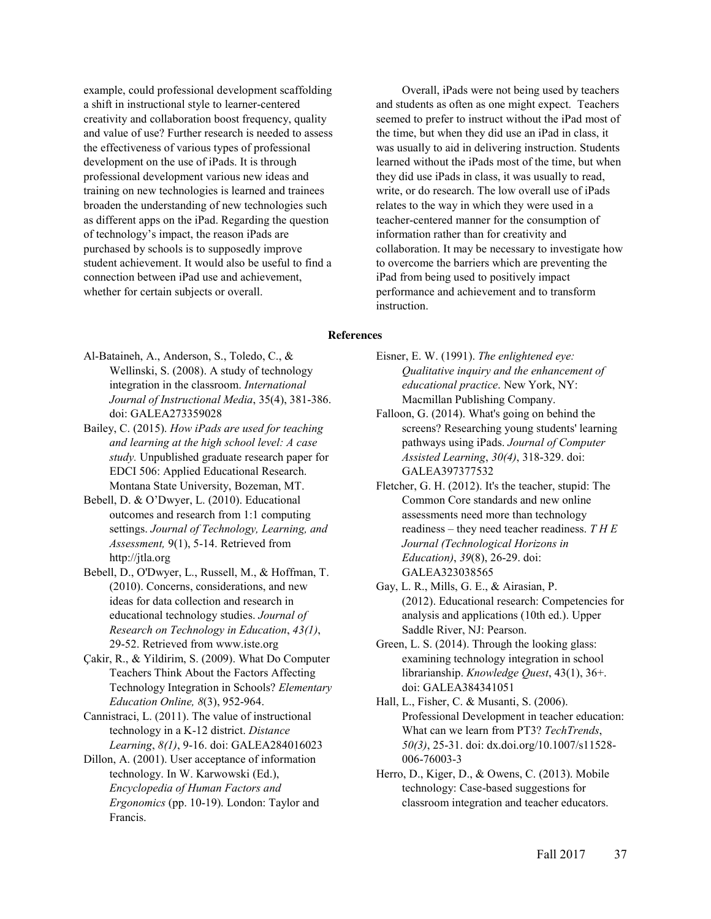example, could professional development scaffolding a shift in instructional style to learner-centered creativity and collaboration boost frequency, quality and value of use? Further research is needed to assess the effectiveness of various types of professional development on the use of iPads. It is through professional development various new ideas and training on new technologies is learned and trainees broaden the understanding of new technologies such as different apps on the iPad. Regarding the question of technology's impact, the reason iPads are purchased by schools is to supposedly improve student achievement. It would also be useful to find a connection between iPad use and achievement, whether for certain subjects or overall.

Overall, iPads were not being used by teachers and students as often as one might expect. Teachers seemed to prefer to instruct without the iPad most of the time, but when they did use an iPad in class, it was usually to aid in delivering instruction. Students learned without the iPads most of the time, but when they did use iPads in class, it was usually to read, write, or do research. The low overall use of iPads relates to the way in which they were used in a teacher-centered manner for the consumption of information rather than for creativity and collaboration. It may be necessary to investigate how to overcome the barriers which are preventing the iPad from being used to positively impact performance and achievement and to transform instruction.

## References

Al-Bataineh, A., Anderson, S., Toledo, C., & Wellinski, S. (2008). A study of technology integration in the classroom. *International Journal of Instructional Media*, 35(4), 381-386. doi: GALEA273359028

Bailey, C. (2015). *How iPads are used for teaching and learning at the high school level: A case study.* Unpublished graduate research paper for EDCI 506: Applied Educational Research. Montana State University, Bozeman, MT.

Bebell, D. & O'Dwyer, L. (2010). Educational outcomes and research from 1:1 computing settings. *Journal of Technology, Learning, and Assessment,* 9(1), 5-14. Retrieved from http://jtla.org

Bebell, D., O'Dwyer, L., Russell, M., & Hoffman, T. (2010). Concerns, considerations, and new ideas for data collection and research in educational technology studies. *Journal of Research on Technology in Education*, *43(1)*, 29-52. Retrieved from www.iste.org

Çakir, R., & Yildirim, S. (2009). What Do Computer Teachers Think About the Factors Affecting Technology Integration in Schools? *Elementary Education Online, 8*(3), 952-964.

Cannistraci, L. (2011). The value of instructional technology in a K-12 district. *Distance Learning*, *8(1)*, 9-16. doi: GALEA284016023

Dillon, A. (2001). User acceptance of information technology. In W. Karwowski (Ed.), *Encyclopedia of Human Factors and Ergonomics* (pp. 10-19). London: Taylor and Francis.

Eisner, E. W. (1991). *The enlightened eye: Qualitative inquiry and the enhancement of educational practice*. New York, NY: Macmillan Publishing Company.

Falloon, G. (2014). What's going on behind the screens? Researching young students' learning pathways using iPads. *Journal of Computer Assisted Learning*, *30(4)*, 318-329. doi: GALEA397377532

Fletcher, G. H. (2012). It's the teacher, stupid: The Common Core standards and new online assessments need more than technology readiness – they need teacher readiness. *T H E Journal (Technological Horizons in Education)*, *39*(8), 26-29. doi: GALEA323038565

Gay, L. R., Mills, G. E., & Airasian, P. (2012). Educational research: Competencies for analysis and applications (10th ed.). Upper Saddle River, NJ: Pearson.

Green, L. S. (2014). Through the looking glass: examining technology integration in school librarianship. *Knowledge Quest*, 43(1), 36+. doi: GALEA384341051

Hall, L., Fisher, C. & Musanti, S. (2006). Professional Development in teacher education: What can we learn from PT3? *TechTrends*, *50(3)*, 25-31. doi: dx.doi.org/10.1007/s11528-006-76003-3

Herro, D., Kiger, D., & Owens, C. (2013). Mobile technology: Case-based suggestions for classroom integration and teacher educators.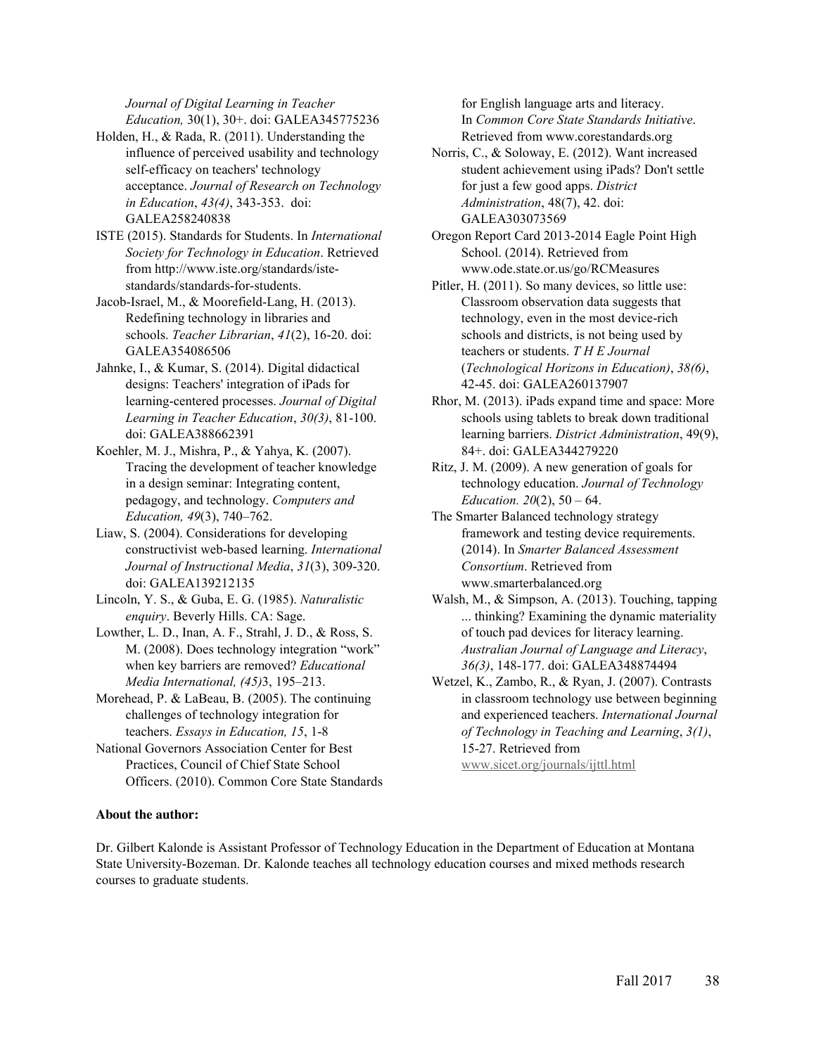*Journal of Digital Learning in Teacher Education,* 30(1), 30+. doi: GALEA345775236

Holden, H., & Rada, R. (2011). Understanding the influence of perceived usability and technology self-efficacy on teachers' technology acceptance. *Journal of Research on Technology in Education*, *43(4)*, 343-353. doi: GALEA258240838

ISTE (2015). Standards for Students. In *International Society for Technology in Education*. Retrieved from http://www.iste.org/standards/iste-standards/standards-for-students.

Jacob-Israel, M., & Moorefield-Lang, H. (2013). Redefining technology in libraries and schools. *Teacher Librarian*, *41*(2), 16-20. doi: GALEA354086506

Jahnke, I., & Kumar, S. (2014). Digital didactical designs: Teachers' integration of iPads for learning-centered processes. *Journal of Digital Learning in Teacher Education*, *30(3)*, 81-100. doi: GALEA388662391

Koehler, M. J., Mishra, P., & Yahya, K. (2007). Tracing the development of teacher knowledge in a design seminar: Integrating content, pedagogy, and technology. *Computers and Education, 49*(3), 740–762.

Liaw, S. (2004). Considerations for developing constructivist web-based learning. *International Journal of Instructional Media*, *31*(3), 309-320. doi: GALEA139212135

Lincoln, Y. S., & Guba, E. G. (1985). *Naturalistic enquiry*. Beverly Hills. CA: Sage.

Lowther, L. D., Inan, A. F., Strahl, J. D., & Ross, S. M. (2008). Does technology integration "work" when key barriers are removed? *Educational Media International, (45)*3, 195–213.

Morehead, P. & LaBeau, B. (2005). The continuing challenges of technology integration for teachers. *Essays in Education, 15*, 1-8

National Governors Association Center for Best Practices, Council of Chief State School Officers. (2010). Common Core State Standards for English language arts and literacy. In *Common Core State Standards Initiative*. Retrieved from www.corestandards.org

Norris, C., & Soloway, E. (2012). Want increased student achievement using iPads? Don't settle for just a few good apps. *District Administration*, 48(7), 42. doi: GALEA303073569

Oregon Report Card 2013-2014 Eagle Point High School. (2014). Retrieved from www.ode.state.or.us/go/RCMeasures

Pitler, H. (2011). So many devices, so little use: Classroom observation data suggests that technology, even in the most device-rich schools and districts, is not being used by teachers or students. *T H E Journal* (*Technological Horizons in Education)*, *38(6)*, 42-45. doi: GALEA260137907

Rhor, M. (2013). iPads expand time and space: More schools using tablets to break down traditional learning barriers. *District Administration*, 49(9), 84+. doi: GALEA344279220

Ritz, J. M. (2009). A new generation of goals for technology education. *Journal of Technology Education. 20*(2), 50 – 64.

The Smarter Balanced technology strategy framework and testing device requirements. (2014). In *Smarter Balanced Assessment Consortium*. Retrieved from www.smarterbalanced.org

Walsh, M., & Simpson, A. (2013). Touching, tapping ... thinking? Examining the dynamic materiality of touch pad devices for literacy learning. *Australian Journal of Language and Literacy*, *36(3)*, 148-177. doi: GALEA348874494

Wetzel, K., Zambo, R., & Ryan, J. (2007). Contrasts in classroom technology use between beginning and experienced teachers. *International Journal of Technology in Teaching and Learning*, *3(1)*, 15-27. Retrieved from www.sicet.org/journals/ijttl.html

**About the author:**

Dr. Gilbert Kalonde is Assistant Professor of Technology Education in the Department of Education at Montana State University-Bozeman. Dr. Kalonde teaches all technology education courses and mixed methods research courses to graduate students.